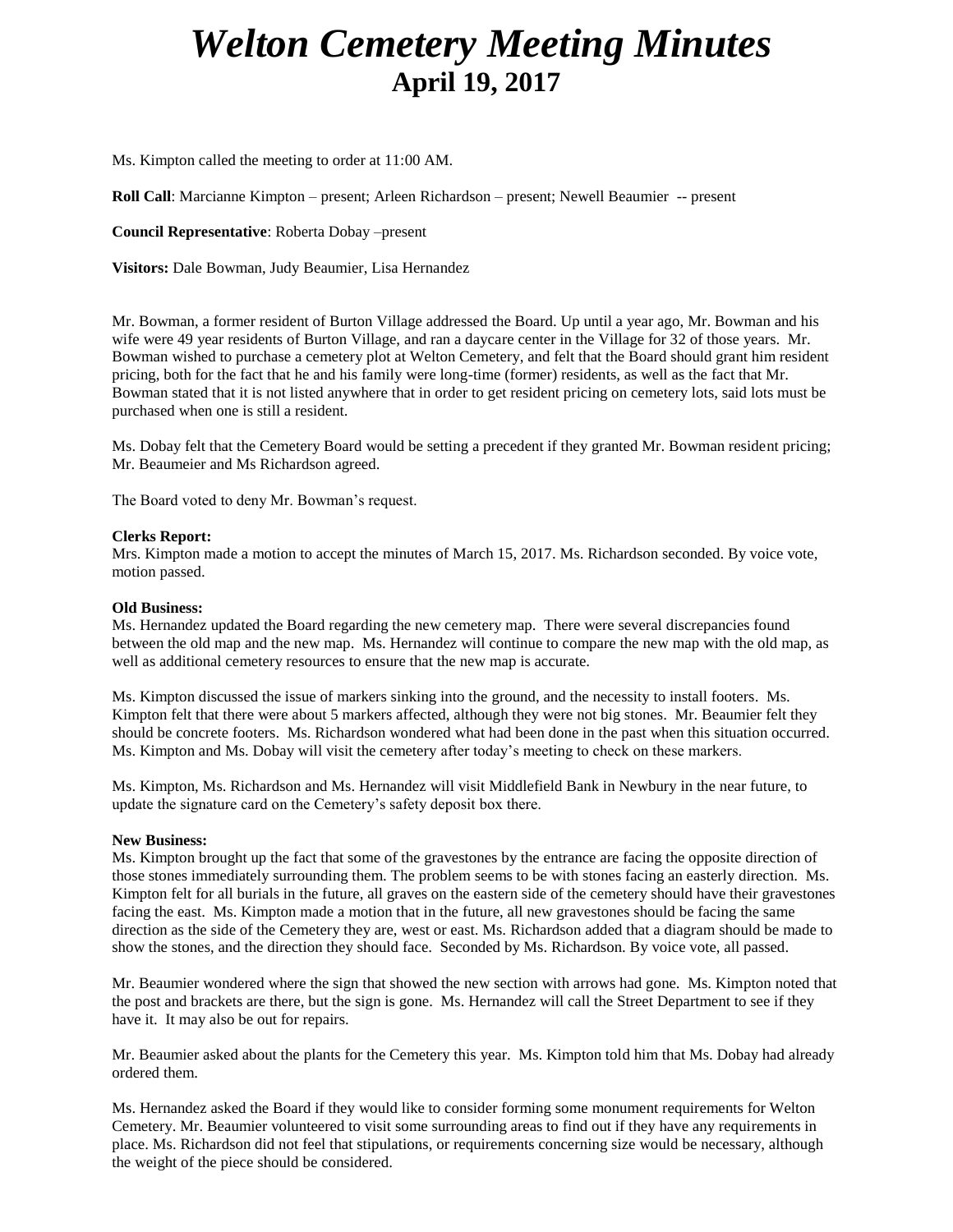# *Welton Cemetery Meeting Minutes*
## April 19, 2017

Ms. Kimpton called the meeting to order at 11:00 AM.

**Roll Call**: Marcianne Kimpton – present; Arleen Richardson – present; Newell Beaumier -- present

**Council Representative**: Roberta Dobay –present

**Visitors:** Dale Bowman, Judy Beaumier, Lisa Hernandez

Mr. Bowman, a former resident of Burton Village addressed the Board. Up until a year ago, Mr. Bowman and his wife were 49 year residents of Burton Village, and ran a daycare center in the Village for 32 of those years. Mr. Bowman wished to purchase a cemetery plot at Welton Cemetery, and felt that the Board should grant him resident pricing, both for the fact that he and his family were long-time (former) residents, as well as the fact that Mr. Bowman stated that it is not listed anywhere that in order to get resident pricing on cemetery lots, said lots must be purchased when one is still a resident.

Ms. Dobay felt that the Cemetery Board would be setting a precedent if they granted Mr. Bowman resident pricing; Mr. Beaumeier and Ms Richardson agreed.

The Board voted to deny Mr. Bowman's request.

**Clerks Report:**
Mrs. Kimpton made a motion to accept the minutes of March 15, 2017. Ms. Richardson seconded. By voice vote, motion passed.

**Old Business:**
Ms. Hernandez updated the Board regarding the new cemetery map. There were several discrepancies found between the old map and the new map. Ms. Hernandez will continue to compare the new map with the old map, as well as additional cemetery resources to ensure that the new map is accurate.

Ms. Kimpton discussed the issue of markers sinking into the ground, and the necessity to install footers. Ms. Kimpton felt that there were about 5 markers affected, although they were not big stones. Mr. Beaumier felt they should be concrete footers. Ms. Richardson wondered what had been done in the past when this situation occurred. Ms. Kimpton and Ms. Dobay will visit the cemetery after today's meeting to check on these markers.

Ms. Kimpton, Ms. Richardson and Ms. Hernandez will visit Middlefield Bank in Newbury in the near future, to update the signature card on the Cemetery's safety deposit box there.

**New Business:**
Ms. Kimpton brought up the fact that some of the gravestones by the entrance are facing the opposite direction of those stones immediately surrounding them. The problem seems to be with stones facing an easterly direction. Ms. Kimpton felt for all burials in the future, all graves on the eastern side of the cemetery should have their gravestones facing the east. Ms. Kimpton made a motion that in the future, all new gravestones should be facing the same direction as the side of the Cemetery they are, west or east. Ms. Richardson added that a diagram should be made to show the stones, and the direction they should face. Seconded by Ms. Richardson. By voice vote, all passed.

Mr. Beaumier wondered where the sign that showed the new section with arrows had gone. Ms. Kimpton noted that the post and brackets are there, but the sign is gone. Ms. Hernandez will call the Street Department to see if they have it. It may also be out for repairs.

Mr. Beaumier asked about the plants for the Cemetery this year. Ms. Kimpton told him that Ms. Dobay had already ordered them.

Ms. Hernandez asked the Board if they would like to consider forming some monument requirements for Welton Cemetery. Mr. Beaumier volunteered to visit some surrounding areas to find out if they have any requirements in place. Ms. Richardson did not feel that stipulations, or requirements concerning size would be necessary, although the weight of the piece should be considered.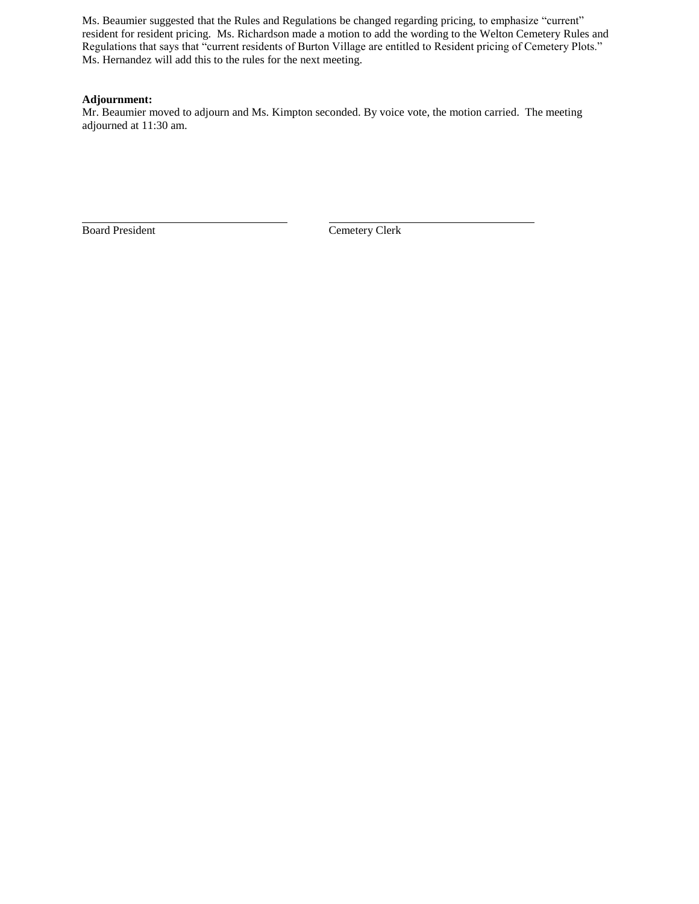Ms. Beaumier suggested that the Rules and Regulations be changed regarding pricing, to emphasize "current" resident for resident pricing. Ms. Richardson made a motion to add the wording to the Welton Cemetery Rules and Regulations that says that "current residents of Burton Village are entitled to Resident pricing of Cemetery Plots." Ms. Hernandez will add this to the rules for the next meeting.

**Adjournment:**
Mr. Beaumier moved to adjourn and Ms. Kimpton seconded. By voice vote, the motion carried. The meeting adjourned at 11:30 am.

_______________________________ _______________________________
Board President Cemetery Clerk